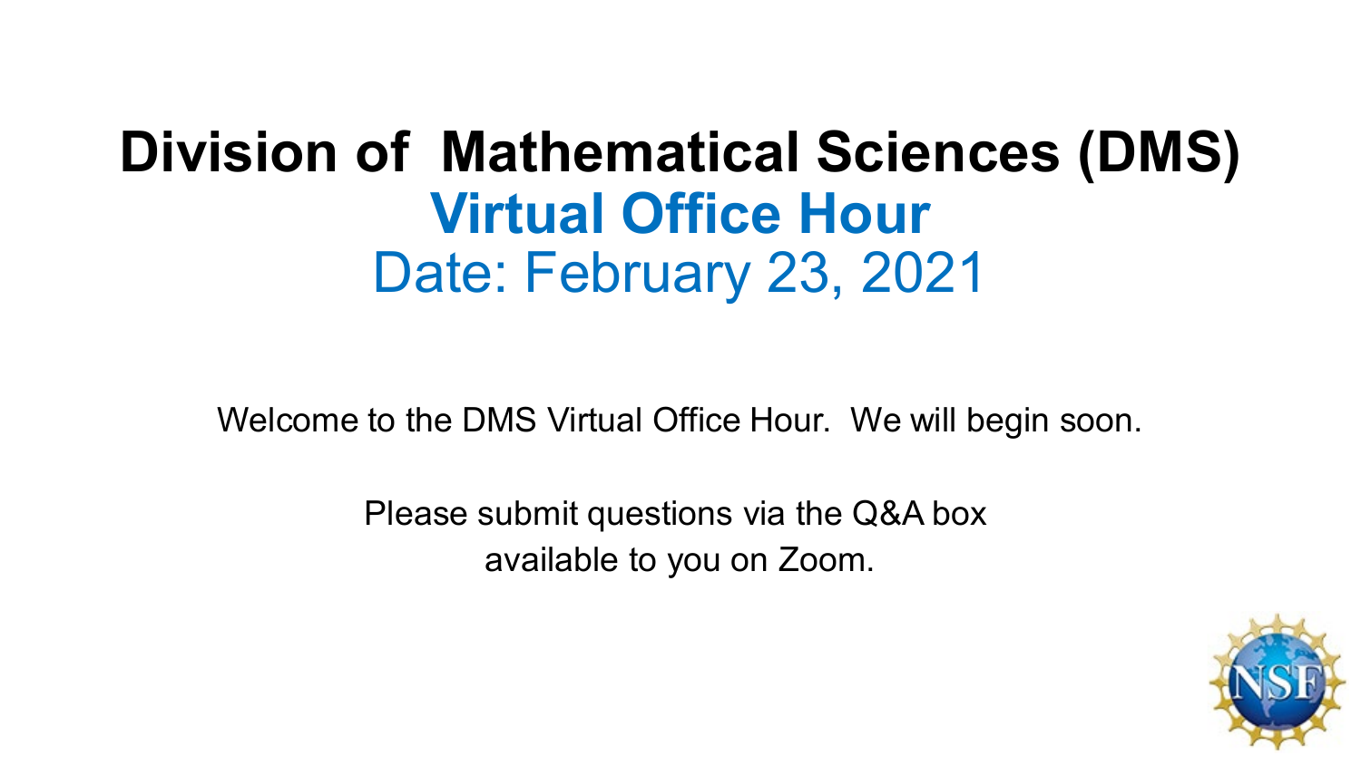# Division of Mathematical Sciences (DMS)

## Virtual Office Hour

## Date: February 23, 2021

Welcome to the DMS Virtual Office Hour. We will begin soon.

Please submit questions via the Q&A box available to you on Zoom.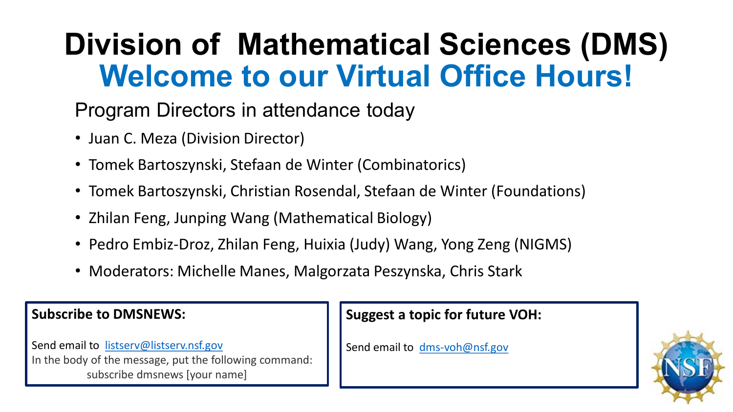# Division of Mathematical Sciences (DMS)

## Welcome to our Virtual Office Hours!

Program Directors in attendance today

- Juan C. Meza (Division Director)
- Tomek Bartoszynski, Stefaan de Winter (Combinatorics)
- Tomek Bartoszynski, Christian Rosendal, Stefaan de Winter (Foundations)
- Zhilan Feng, Junping Wang (Mathematical Biology)
- Pedro Embiz-Droz, Zhilan Feng, Huixia (Judy) Wang, Yong Zeng (NIGMS)
- Moderators: Michelle Manes, Malgorzata Peszynska, Chris Stark

**Subscribe to DMSNEWS:**

Send email to listserv@listserv.nsf.gov
In the body of the message, put the following command:
subscribe dmsnews [your name]

**Suggest a topic for future VOH:**

Send email to dms-voh@nsf.gov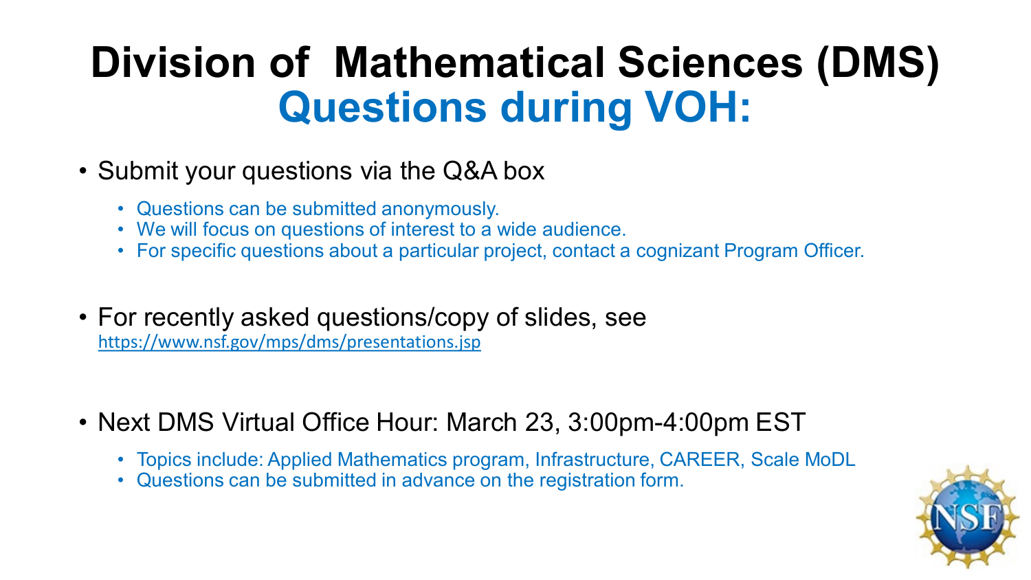# Division of Mathematical Sciences (DMS)

## Questions during VOH:

- Submit your questions via the Q&A box
  - Questions can be submitted anonymously.
  - We will focus on questions of interest to a wide audience.
  - For specific questions about a particular project, contact a cognizant Program Officer.

- For recently asked questions/copy of slides, see https://www.nsf.gov/mps/dms/presentations.jsp

- Next DMS Virtual Office Hour: March 23, 3:00pm-4:00pm EST
  - Topics include: Applied Mathematics program, Infrastructure, CAREER, Scale MoDL
  - Questions can be submitted in advance on the registration form.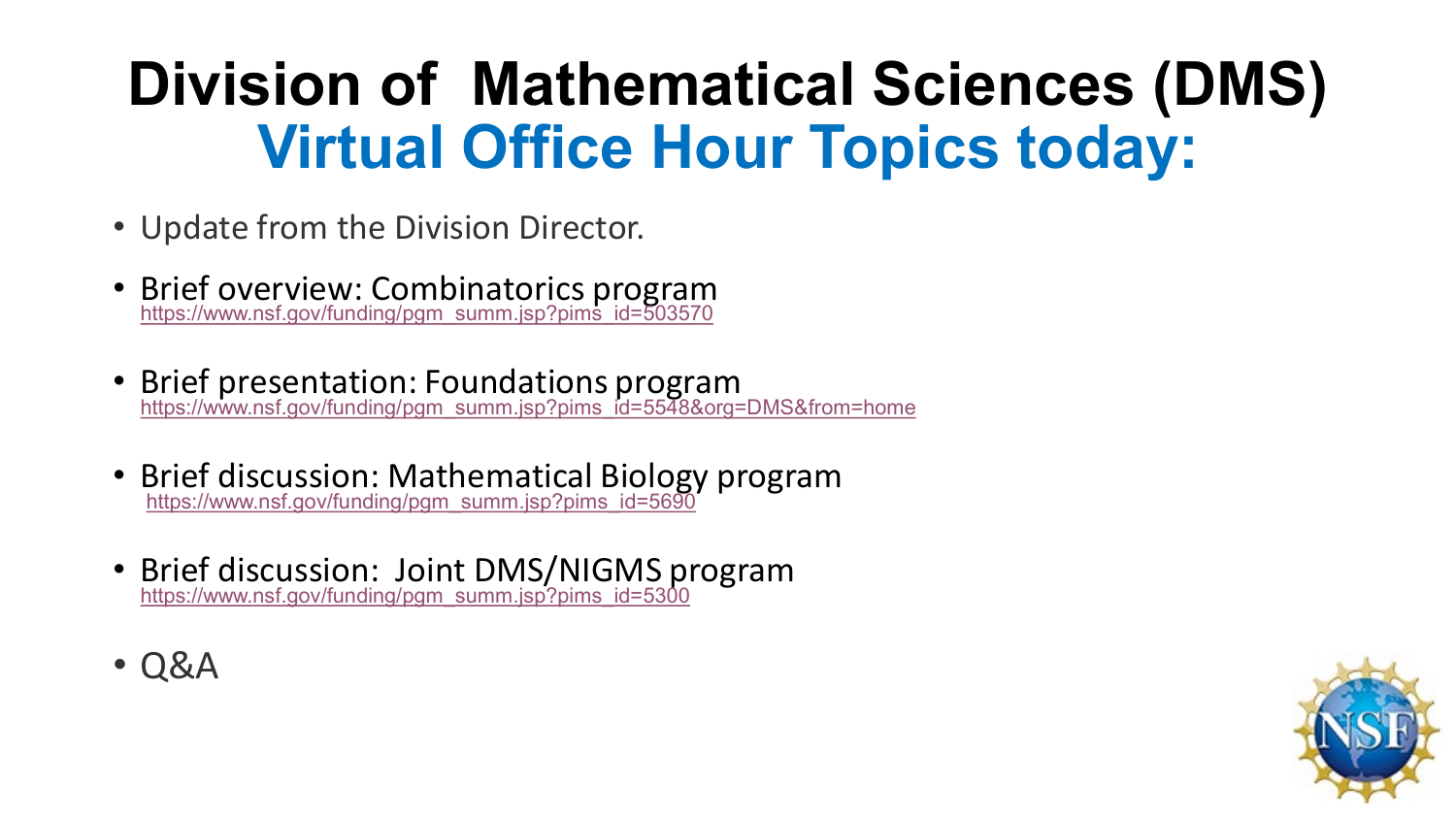# Division of Mathematical Sciences (DMS)
## Virtual Office Hour Topics today:

- Update from the Division Director.
- Brief overview: Combinatorics program
  https://www.nsf.gov/funding/pgm_summ.jsp?pims_id=503570
- Brief presentation: Foundations program
  https://www.nsf.gov/funding/pgm_summ.jsp?pims_id=5548&org=DMS&from=home
- Brief discussion: Mathematical Biology program
  https://www.nsf.gov/funding/pgm_summ.jsp?pims_id=5690
- Brief discussion: Joint DMS/NIGMS program
  https://www.nsf.gov/funding/pgm_summ.jsp?pims_id=5300
- Q&A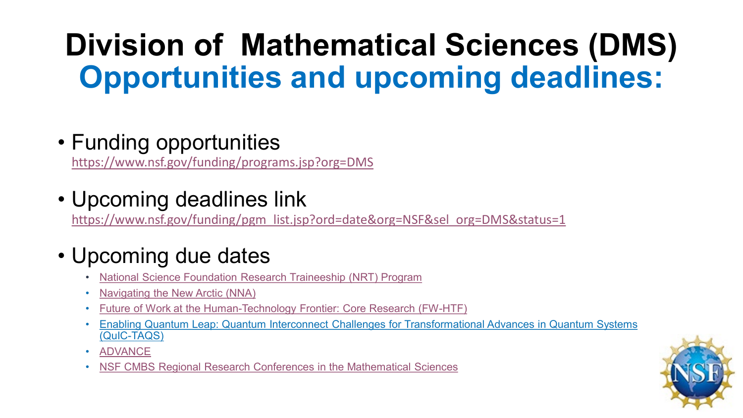# Division of Mathematical Sciences (DMS)

## Opportunities and upcoming deadlines:

- Funding opportunities
  https://www.nsf.gov/funding/programs.jsp?org=DMS

- Upcoming deadlines link
  https://www.nsf.gov/funding/pgm_list.jsp?ord=date&org=NSF&sel_org=DMS&status=1

- Upcoming due dates
  - National Science Foundation Research Traineeship (NRT) Program
  - Navigating the New Arctic (NNA)
  - Future of Work at the Human-Technology Frontier: Core Research (FW-HTF)
  - Enabling Quantum Leap: Quantum Interconnect Challenges for Transformational Advances in Quantum Systems (QuIC-TAQS)
  - ADVANCE
  - NSF CMBS Regional Research Conferences in the Mathematical Sciences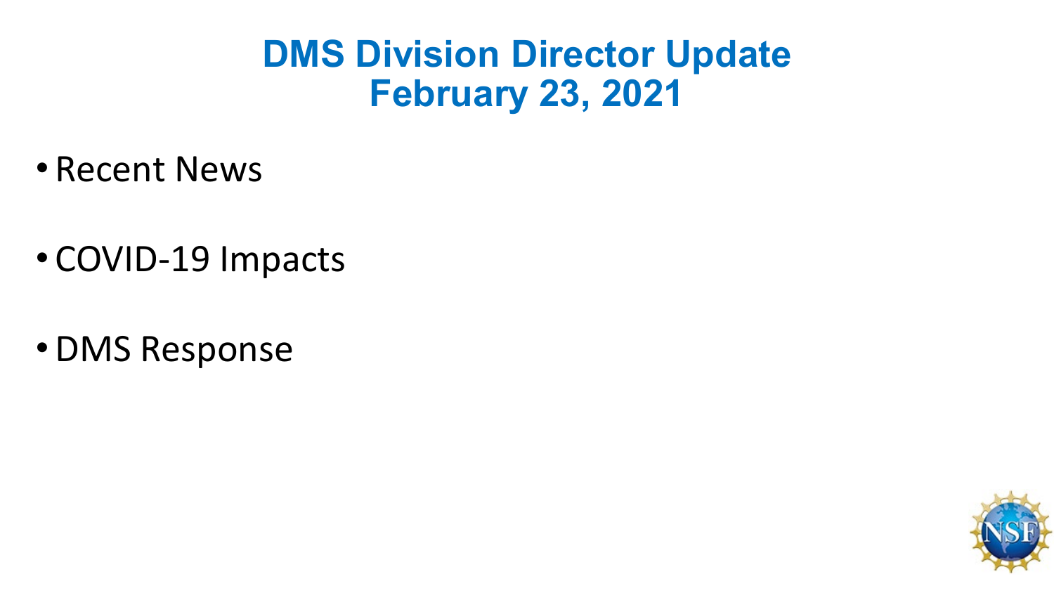# DMS Division Director Update
## February 23, 2021

- Recent News
- COVID-19 Impacts
- DMS Response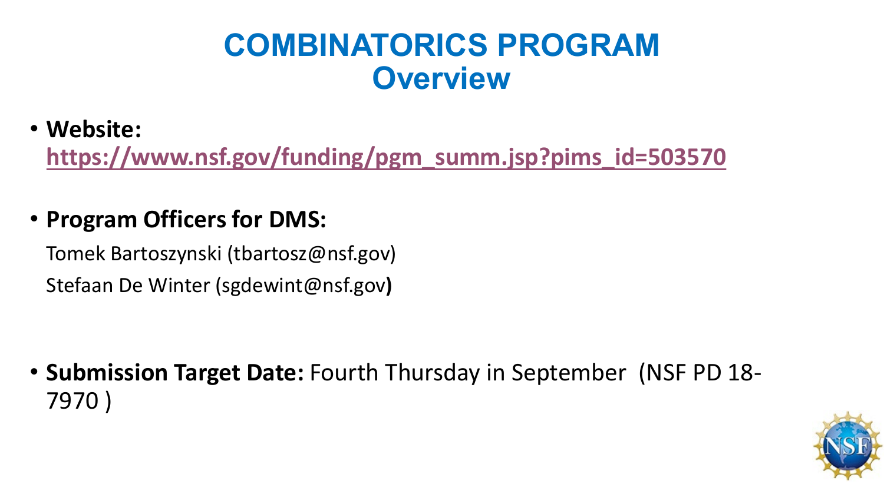# COMBINATORICS PROGRAM
## Overview

- **Website:** [https://www.nsf.gov/funding/pgm_summ.jsp?pims_id=503570](https://www.nsf.gov/funding/pgm_summ.jsp?pims_id=503570)

- **Program Officers for DMS:**

  Tomek Bartoszynski (tbartosz@nsf.gov)

  Stefaan De Winter (sgdewint@nsf.gov)

- **Submission Target Date:** Fourth Thursday in September (NSF PD 18-7970 )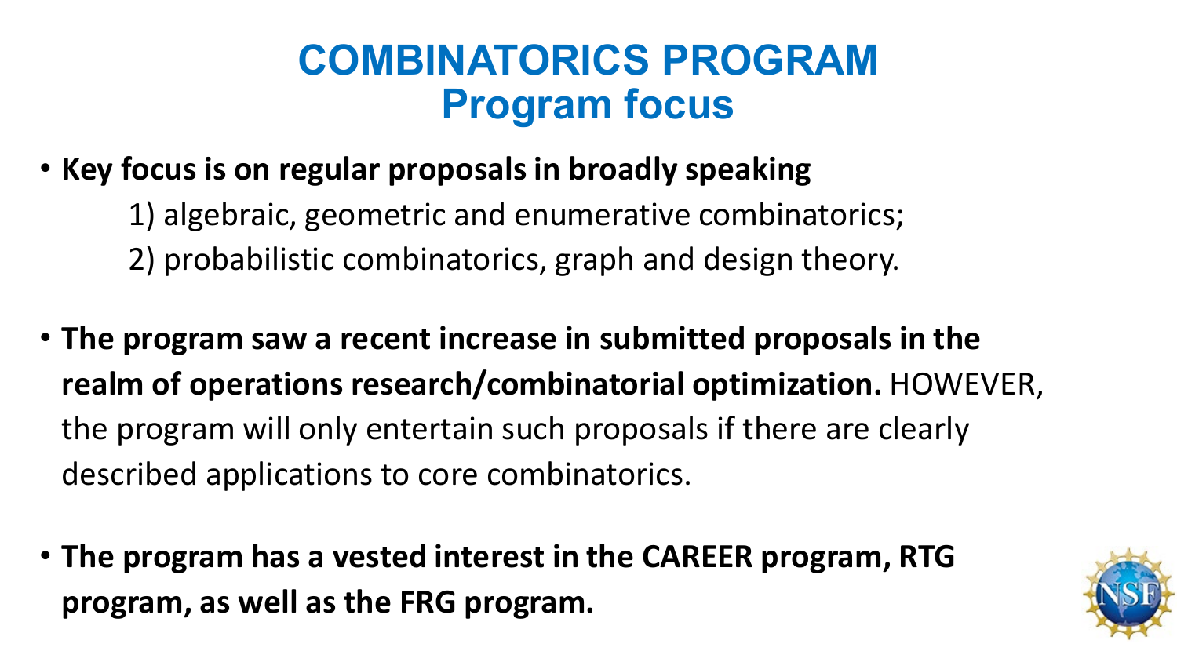# COMBINATORICS PROGRAM
## Program focus

- **Key focus is on regular proposals in broadly speaking**
  1) algebraic, geometric and enumerative combinatorics;
  2) probabilistic combinatorics, graph and design theory.

- **The program saw a recent increase in submitted proposals in the realm of operations research/combinatorial optimization.** HOWEVER, the program will only entertain such proposals if there are clearly described applications to core combinatorics.

- **The program has a vested interest in the CAREER program, RTG program, as well as the FRG program.**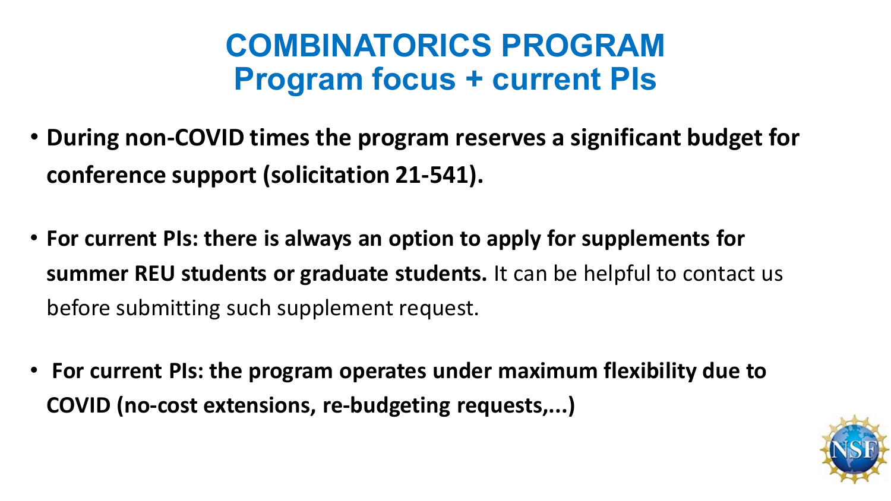# COMBINATORICS PROGRAM
## Program focus + current PIs

- **During non-COVID times the program reserves a significant budget for conference support (solicitation 21-541).**

- **For current PIs: there is always an option to apply for supplements for summer REU students or graduate students.** It can be helpful to contact us before submitting such supplement request.

- **For current PIs: the program operates under maximum flexibility due to COVID (no-cost extensions, re-budgeting requests,...)**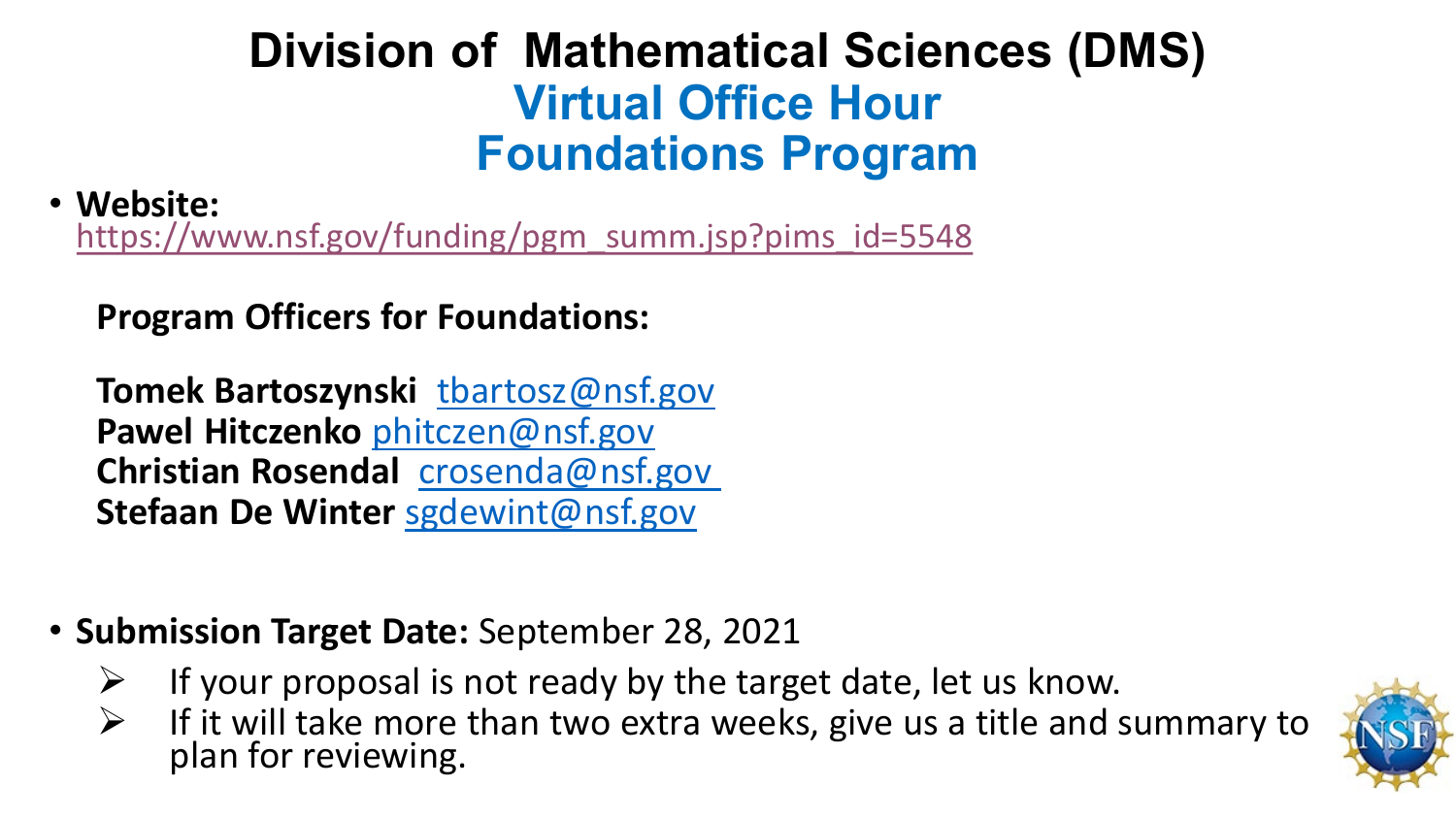# Division of Mathematical Sciences (DMS)

## Virtual Office Hour
## Foundations Program

- **Website:** https://www.nsf.gov/funding/pgm_summ.jsp?pims_id=5548

**Program Officers for Foundations:**

**Tomek Bartoszynski** tbartosz@nsf.gov
**Pawel Hitczenko** phitczen@nsf.gov
**Christian Rosendal** crosenda@nsf.gov
**Stefaan De Winter** sgdewint@nsf.gov

- **Submission Target Date:** September 28, 2021
  - If your proposal is not ready by the target date, let us know.
  - If it will take more than two extra weeks, give us a title and summary to plan for reviewing.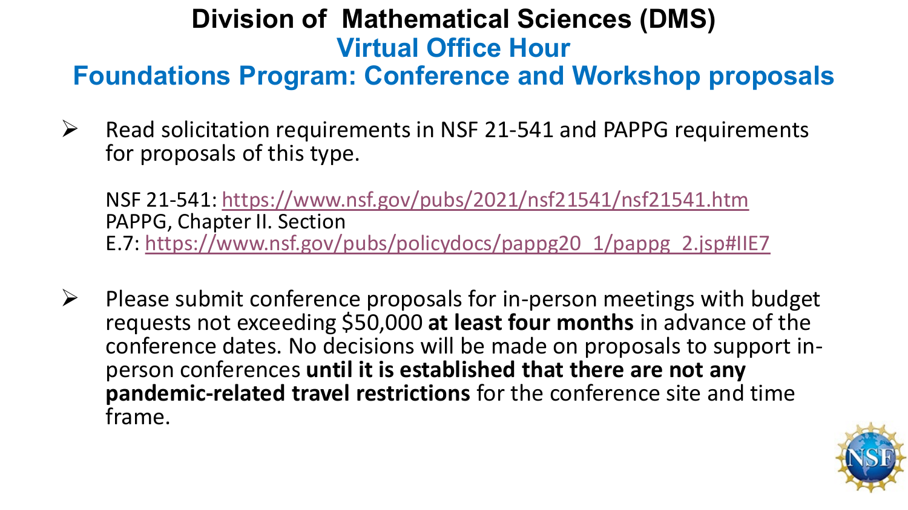# Division of Mathematical Sciences (DMS)

## Virtual Office Hour

## Foundations Program: Conference and Workshop proposals

- Read solicitation requirements in NSF 21-541 and PAPPG requirements for proposals of this type.

  NSF 21-541: https://www.nsf.gov/pubs/2021/nsf21541/nsf21541.htm
  PAPPG, Chapter II. Section E.7: https://www.nsf.gov/pubs/policydocs/pappg20_1/pappg_2.jsp#IIE7

- Please submit conference proposals for in-person meetings with budget requests not exceeding $50,000 **at least four months** in advance of the conference dates. No decisions will be made on proposals to support in-person conferences **until it is established that there are not any pandemic-related travel restrictions** for the conference site and time frame.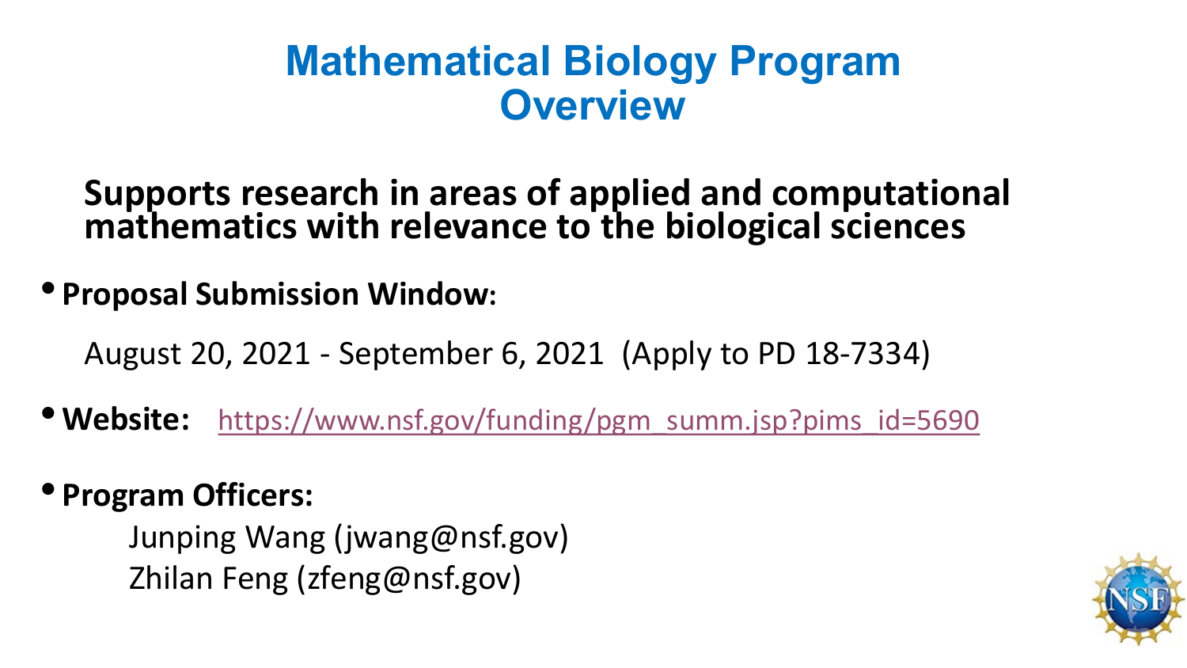# Mathematical Biology Program Overview

**Supports research in areas of applied and computational mathematics with relevance to the biological sciences**

- **Proposal Submission Window:**

  August 20, 2021 - September 6, 2021 (Apply to PD 18-7334)

- **Website:** https://www.nsf.gov/funding/pgm_summ.jsp?pims_id=5690

- **Program Officers:**

  Junping Wang (jwang@nsf.gov)
  Zhilan Feng (zfeng@nsf.gov)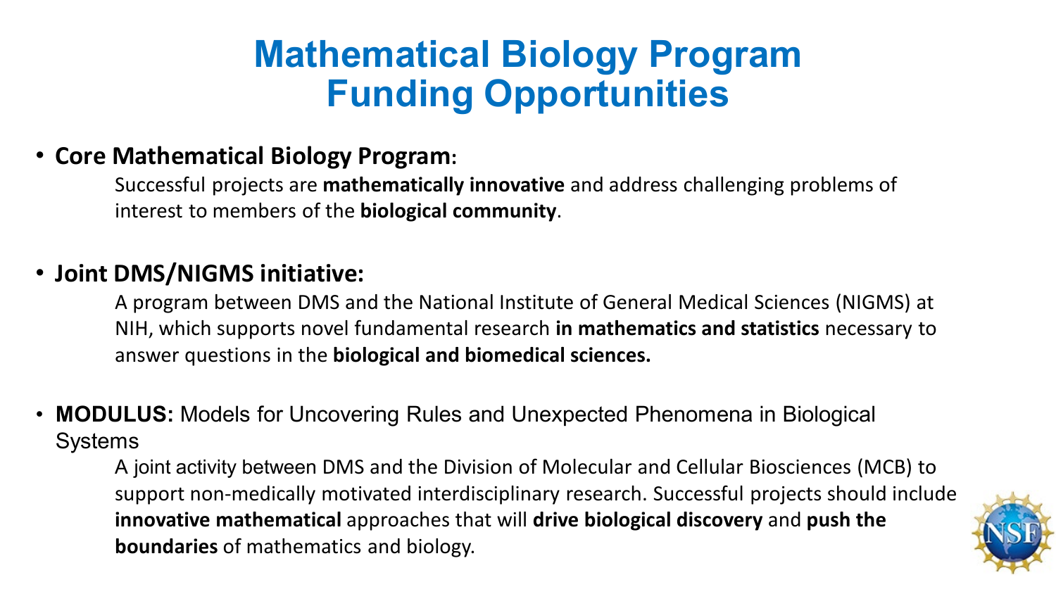# Mathematical Biology Program Funding Opportunities

- **Core Mathematical Biology Program:**

  Successful projects are **mathematically innovative** and address challenging problems of interest to members of the **biological community**.

- **Joint DMS/NIGMS initiative:**

  A program between DMS and the National Institute of General Medical Sciences (NIGMS) at NIH, which supports novel fundamental research **in mathematics and statistics** necessary to answer questions in the **biological and biomedical sciences.**

- **MODULUS:** Models for Uncovering Rules and Unexpected Phenomena in Biological Systems

  A joint activity between DMS and the Division of Molecular and Cellular Biosciences (MCB) to support non-medically motivated interdisciplinary research. Successful projects should include **innovative mathematical** approaches that will **drive biological discovery** and **push the boundaries** of mathematics and biology.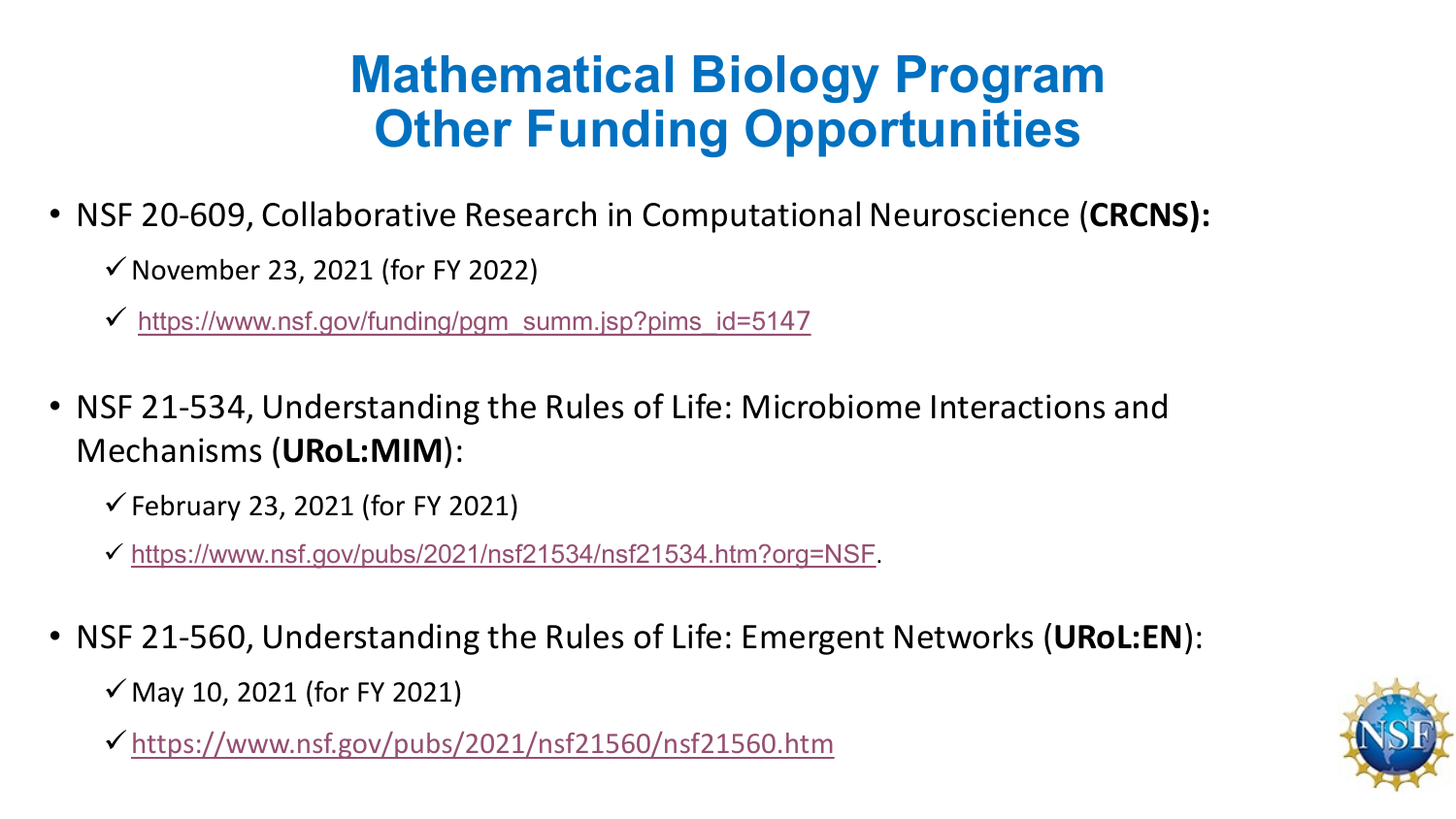# Mathematical Biology Program
# Other Funding Opportunities

- NSF 20-609, Collaborative Research in Computational Neuroscience (**CRCNS):**
  - ✓ November 23, 2021 (for FY 2022)
  - ✓ https://www.nsf.gov/funding/pgm_summ.jsp?pims_id=5147

- NSF 21-534, Understanding the Rules of Life: Microbiome Interactions and Mechanisms (**URoL:MIM**):
  - ✓ February 23, 2021 (for FY 2021)
  - ✓ https://www.nsf.gov/pubs/2021/nsf21534/nsf21534.htm?org=NSF.

- NSF 21-560, Understanding the Rules of Life: Emergent Networks (**URoL:EN**):
  - ✓ May 10, 2021 (for FY 2021)
  - ✓ https://www.nsf.gov/pubs/2021/nsf21560/nsf21560.htm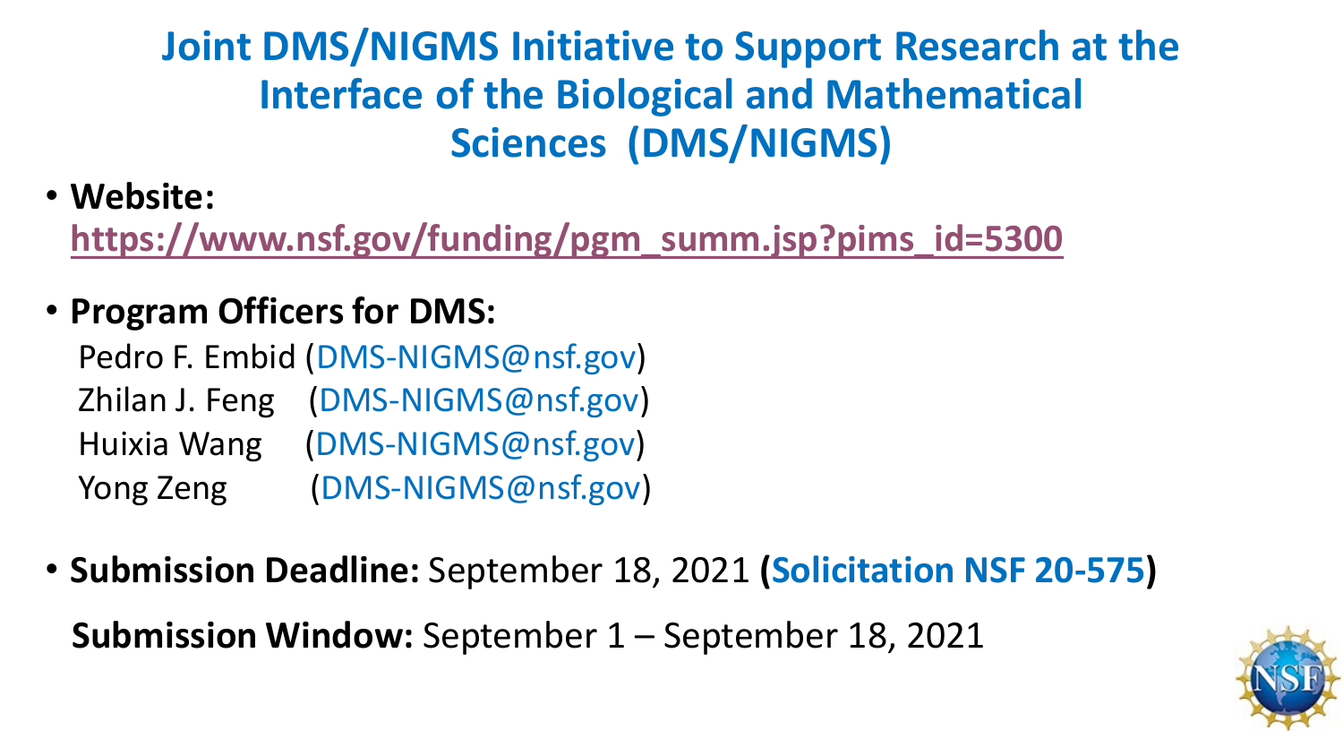# Joint DMS/NIGMS Initiative to Support Research at the Interface of the Biological and Mathematical Sciences (DMS/NIGMS)

- **Website:** https://www.nsf.gov/funding/pgm_summ.jsp?pims_id=5300

- **Program Officers for DMS:**
  Pedro F. Embid (DMS-NIGMS@nsf.gov)
  Zhilan J. Feng (DMS-NIGMS@nsf.gov)
  Huixia Wang (DMS-NIGMS@nsf.gov)
  Yong Zeng (DMS-NIGMS@nsf.gov)

- **Submission Deadline:** September 18, 2021 **(Solicitation NSF 20-575)**

  **Submission Window:** September 1 – September 18, 2021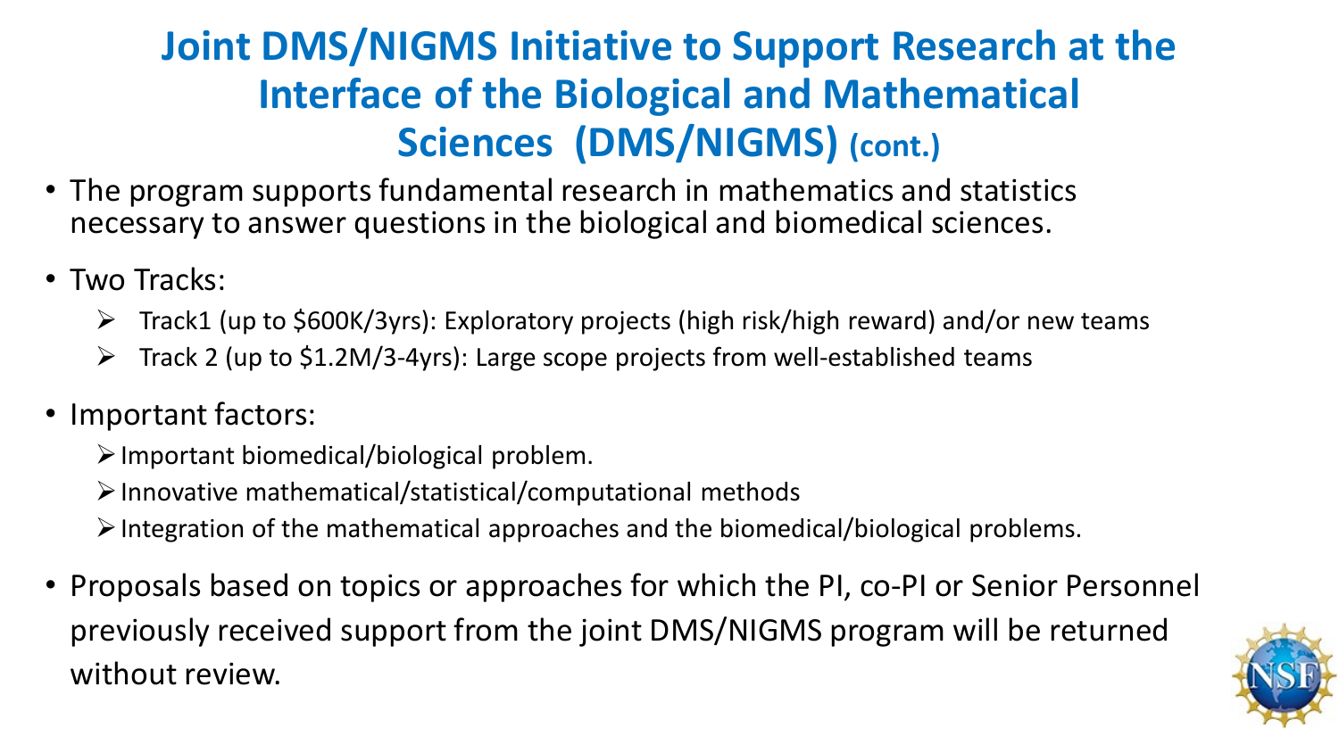# Joint DMS/NIGMS Initiative to Support Research at the Interface of the Biological and Mathematical Sciences (DMS/NIGMS) (cont.)

- The program supports fundamental research in mathematics and statistics necessary to answer questions in the biological and biomedical sciences.
- Two Tracks:
  - Track1 (up to $600K/3yrs): Exploratory projects (high risk/high reward) and/or new teams
  - Track 2 (up to $1.2M/3-4yrs): Large scope projects from well-established teams
- Important factors:
  - Important biomedical/biological problem.
  - Innovative mathematical/statistical/computational methods
  - Integration of the mathematical approaches and the biomedical/biological problems.
- Proposals based on topics or approaches for which the PI, co-PI or Senior Personnel previously received support from the joint DMS/NIGMS program will be returned without review.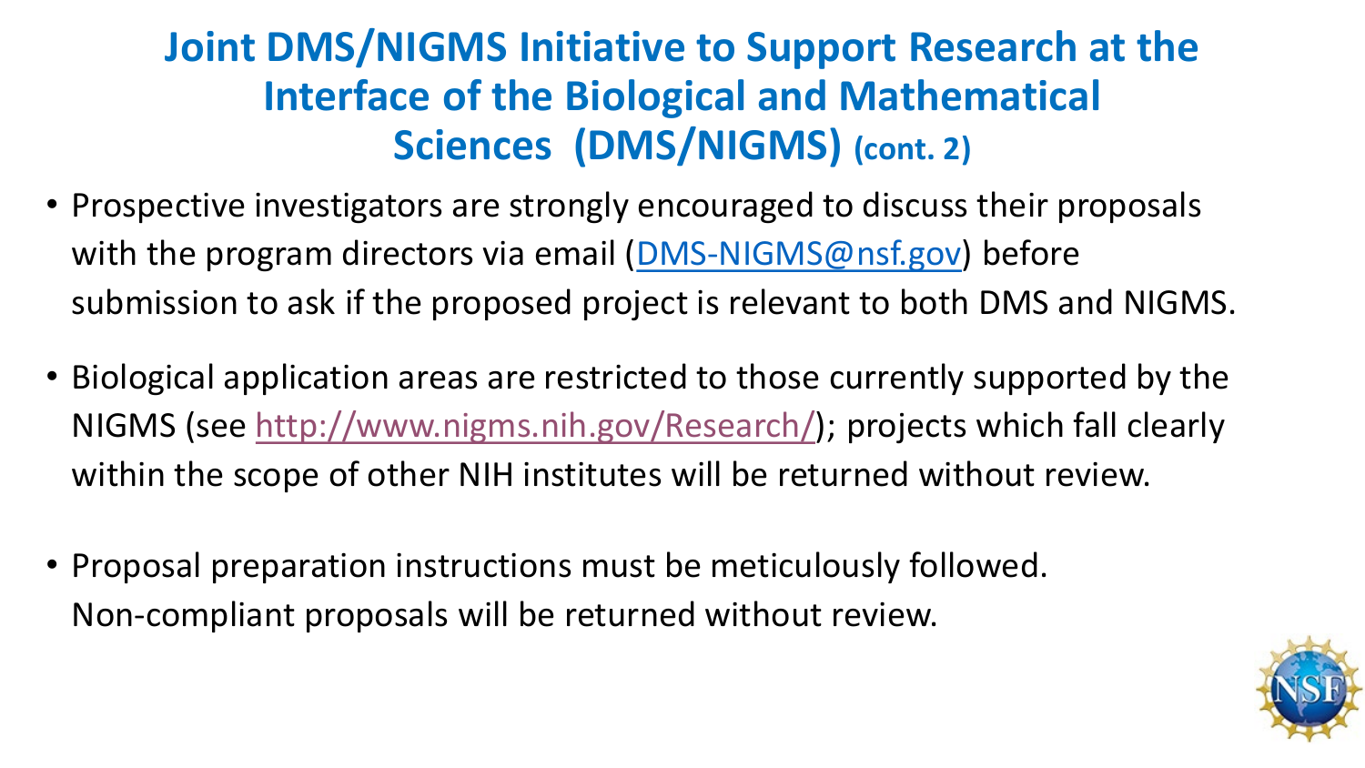# Joint DMS/NIGMS Initiative to Support Research at the Interface of the Biological and Mathematical Sciences (DMS/NIGMS) (cont. 2)

- Prospective investigators are strongly encouraged to discuss their proposals with the program directors via email (DMS-NIGMS@nsf.gov) before submission to ask if the proposed project is relevant to both DMS and NIGMS.
- Biological application areas are restricted to those currently supported by the NIGMS (see http://www.nigms.nih.gov/Research/); projects which fall clearly within the scope of other NIH institutes will be returned without review.
- Proposal preparation instructions must be meticulously followed. Non-compliant proposals will be returned without review.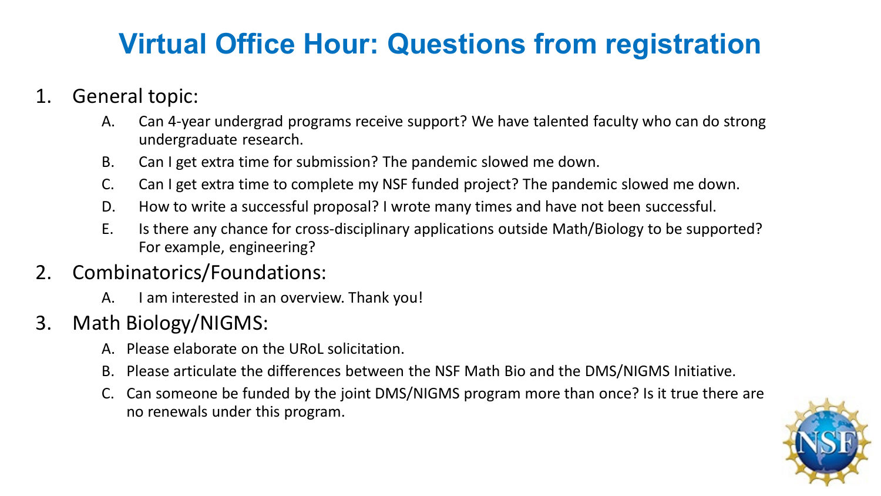# Virtual Office Hour: Questions from registration

1. General topic:
   - A. Can 4-year undergrad programs receive support? We have talented faculty who can do strong undergraduate research.
   - B. Can I get extra time for submission? The pandemic slowed me down.
   - C. Can I get extra time to complete my NSF funded project? The pandemic slowed me down.
   - D. How to write a successful proposal? I wrote many times and have not been successful.
   - E. Is there any chance for cross-disciplinary applications outside Math/Biology to be supported? For example, engineering?
2. Combinatorics/Foundations:
   - A. I am interested in an overview. Thank you!
3. Math Biology/NIGMS:
   - A. Please elaborate on the URoL solicitation.
   - B. Please articulate the differences between the NSF Math Bio and the DMS/NIGMS Initiative.
   - C. Can someone be funded by the joint DMS/NIGMS program more than once? Is it true there are no renewals under this program.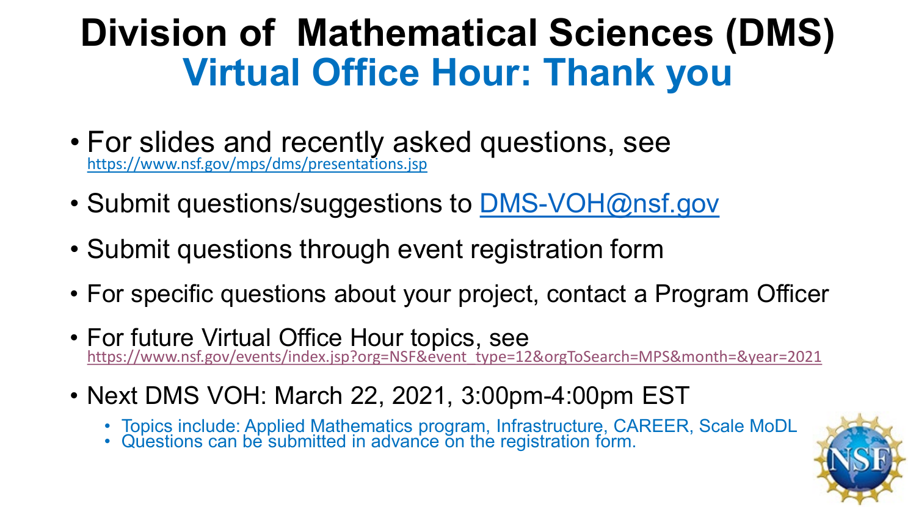# Division of Mathematical Sciences (DMS)

## Virtual Office Hour: Thank you

- For slides and recently asked questions, see https://www.nsf.gov/mps/dms/presentations.jsp
- Submit questions/suggestions to DMS-VOH@nsf.gov
- Submit questions through event registration form
- For specific questions about your project, contact a Program Officer
- For future Virtual Office Hour topics, see https://www.nsf.gov/events/index.jsp?org=NSF&event_type=12&orgToSearch=MPS&month=&year=2021
- Next DMS VOH: March 22, 2021, 3:00pm-4:00pm EST
  - Topics include: Applied Mathematics program, Infrastructure, CAREER, Scale MoDL
  - Questions can be submitted in advance on the registration form.